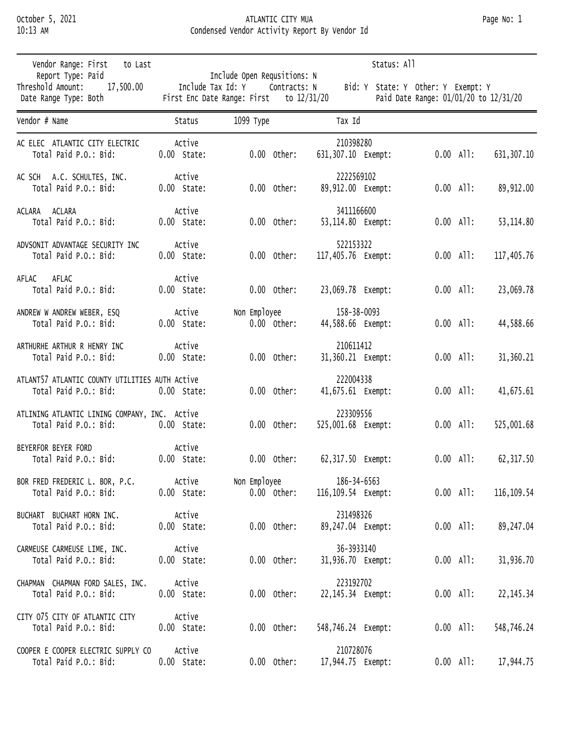# ATLANTIC CITY MUA

## Condensed Vendor Activity Report By Vendor Id

October 5, 2021
10:13 AM

| | | |
|---|---|---|
| Vendor Range: First to Last | | Status: All |
| Report Type: Paid | Include Open Requsitions: N | |
| Threshold Amount: 17,500.00 | Include Tax Id: Y Contracts: N | Bid: Y State: Y Other: Y Exempt: Y |
| Date Range Type: Both | First Enc Date Range: First to 12/31/20 | Paid Date Range: 01/01/20 to 12/31/20 |

| Vendor # | Name | Status | 1099 Type | Tax Id | Bid | State | Other | Exempt | All |
|---|---|---|---|---|---|---|---|---|---|
| AC ELEC | ATLANTIC CITY ELECTRIC | Active | | 210398280 | 0.00 | 0.00 | 631,307.10 | 0.00 | 631,307.10 |
| AC SCH | A.C. SCHULTES, INC. | Active | | 2222569102 | 0.00 | 0.00 | 89,912.00 | 0.00 | 89,912.00 |
| ACLARA | ACLARA | Active | | 3411166600 | 0.00 | 0.00 | 53,114.80 | 0.00 | 53,114.80 |
| ADVSONIT | ADVANTAGE SECURITY INC | Active | | 522153322 | 0.00 | 0.00 | 117,405.76 | 0.00 | 117,405.76 |
| AFLAC | AFLAC | Active | | | 0.00 | 0.00 | 23,069.78 | 0.00 | 23,069.78 |
| ANDREW W | ANDREW WEBER, ESQ | Active | Non Employee | 158-38-0093 | 0.00 | 0.00 | 44,588.66 | 0.00 | 44,588.66 |
| ARTHURHE | ARTHUR R HENRY INC | Active | | 210611412 | 0.00 | 0.00 | 31,360.21 | 0.00 | 31,360.21 |
| ATLANT57 | ATLANTIC COUNTY UTILITIES AUTH | Active | | 222004338 | 0.00 | 0.00 | 41,675.61 | 0.00 | 41,675.61 |
| ATLINING | ATLANTIC LINING COMPANY, INC. | Active | | 223309556 | 0.00 | 0.00 | 525,001.68 | 0.00 | 525,001.68 |
| BEYERFOR | BEYER FORD | Active | | | 0.00 | 0.00 | 62,317.50 | 0.00 | 62,317.50 |
| BOR FRED | FREDERIC L. BOR, P.C. | Active | Non Employee | 186-34-6563 | 0.00 | 0.00 | 116,109.54 | 0.00 | 116,109.54 |
| BUCHART | BUCHART HORN INC. | Active | | 231498326 | 0.00 | 0.00 | 89,247.04 | 0.00 | 89,247.04 |
| CARMEUSE | CARMEUSE LIME, INC. | Active | | 36-3933140 | 0.00 | 0.00 | 31,936.70 | 0.00 | 31,936.70 |
| CHAPMAN | CHAPMAN FORD SALES, INC. | Active | | 223192702 | 0.00 | 0.00 | 22,145.34 | 0.00 | 22,145.34 |
| CITY 075 | CITY OF ATLANTIC CITY | Active | | | 0.00 | 0.00 | 548,746.24 | 0.00 | 548,746.24 |
| COOPER E | COOPER ELECTRIC SUPPLY CO | Active | | 210728076 | 0.00 | 0.00 | 17,944.75 | 0.00 | 17,944.75 |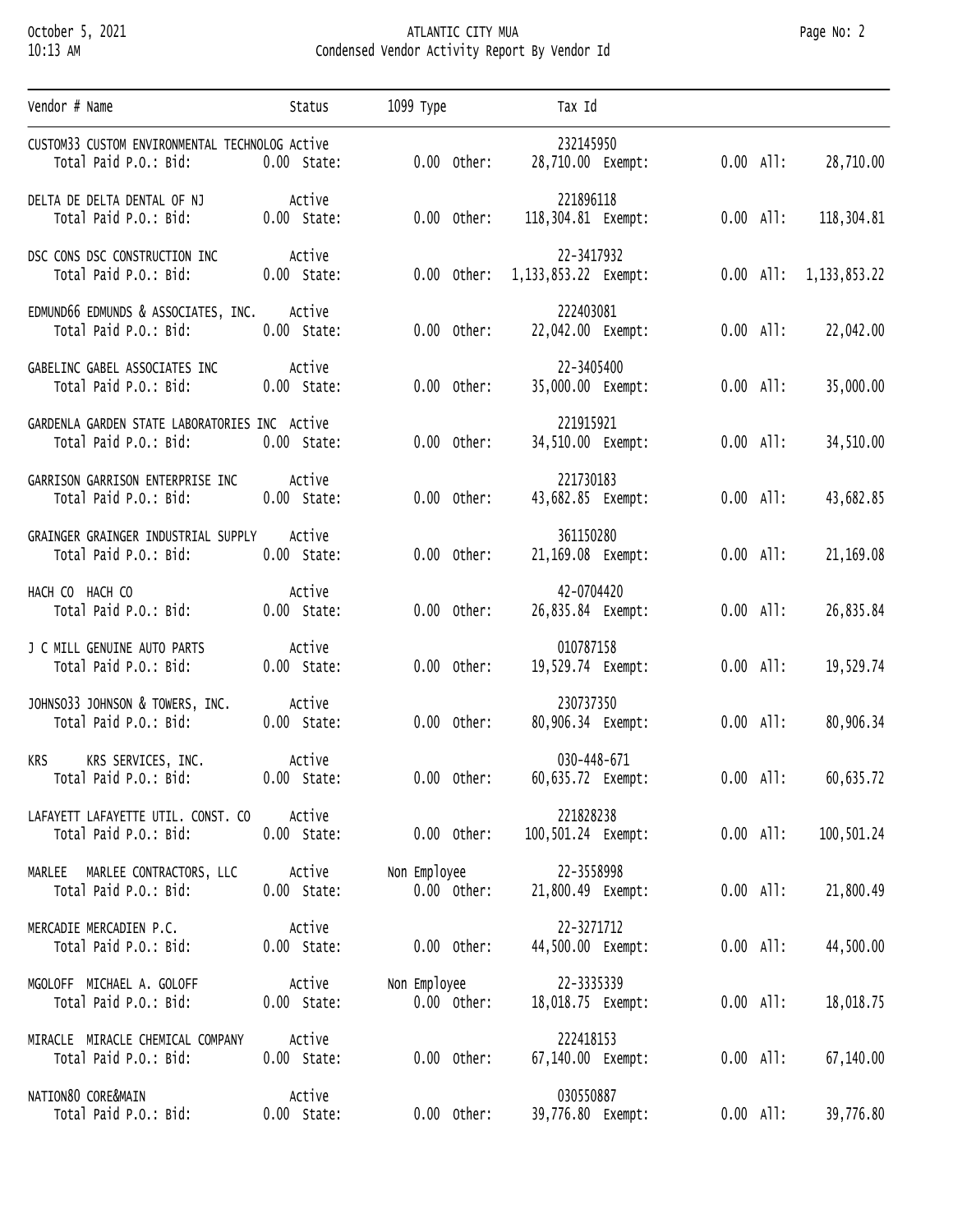| Vendor # | Name | Status | 1099 Type | Tax Id | Bid | State | Other | Exempt | All |
|---|---|---|---|---|---|---|---|---|---|
| CUSTOM33 | CUSTOM ENVIRONMENTAL TECHNOLOG | Active | | 232145950 | 0.00 | 0.00 | 28,710.00 | 0.00 | 28,710.00 |
| DELTA DE | DELTA DENTAL OF NJ | Active | | 221896118 | 0.00 | 0.00 | 118,304.81 | 0.00 | 118,304.81 |
| DSC CONS | DSC CONSTRUCTION INC | Active | | 22-3417932 | 0.00 | 0.00 | 1,133,853.22 | 0.00 | 1,133,853.22 |
| EDMUND66 | EDMUNDS & ASSOCIATES, INC. | Active | | 222403081 | 0.00 | 0.00 | 22,042.00 | 0.00 | 22,042.00 |
| GABELINC | GABEL ASSOCIATES INC | Active | | 22-3405400 | 0.00 | 0.00 | 35,000.00 | 0.00 | 35,000.00 |
| GARDENLA | GARDEN STATE LABORATORIES INC | Active | | 221915921 | 0.00 | 0.00 | 34,510.00 | 0.00 | 34,510.00 |
| GARRISON | GARRISON ENTERPRISE INC | Active | | 221730183 | 0.00 | 0.00 | 43,682.85 | 0.00 | 43,682.85 |
| GRAINGER | GRAINGER INDUSTRIAL SUPPLY | Active | | 361150280 | 0.00 | 0.00 | 21,169.08 | 0.00 | 21,169.08 |
| HACH CO | HACH CO | Active | | 42-0704420 | 0.00 | 0.00 | 26,835.84 | 0.00 | 26,835.84 |
| J C MILL | GENUINE AUTO PARTS | Active | | 010787158 | 0.00 | 0.00 | 19,529.74 | 0.00 | 19,529.74 |
| JOHNSO33 | JOHNSON & TOWERS, INC. | Active | | 230737350 | 0.00 | 0.00 | 80,906.34 | 0.00 | 80,906.34 |
| KRS | KRS SERVICES, INC. | Active | | 030-448-671 | 0.00 | 0.00 | 60,635.72 | 0.00 | 60,635.72 |
| LAFAYETT | LAFAYETTE UTIL. CONST. CO | Active | | 221828238 | 0.00 | 0.00 | 100,501.24 | 0.00 | 100,501.24 |
| MARLEE | MARLEE CONTRACTORS, LLC | Active | Non Employee | 22-3558998 | 0.00 | 0.00 | 21,800.49 | 0.00 | 21,800.49 |
| MERCADIE | MERCADIEN P.C. | Active | | 22-3271712 | 0.00 | 0.00 | 44,500.00 | 0.00 | 44,500.00 |
| MGOLOFF | MICHAEL A. GOLOFF | Active | Non Employee | 22-3335339 | 0.00 | 0.00 | 18,018.75 | 0.00 | 18,018.75 |
| MIRACLE | MIRACLE CHEMICAL COMPANY | Active | | 222418153 | 0.00 | 0.00 | 67,140.00 | 0.00 | 67,140.00 |
| NATION80 | CORE&MAIN | Active | | 030550887 | 0.00 | 0.00 | 39,776.80 | 0.00 | 39,776.80 |

Note: Amount columns are "Total Paid P.O.:" values (Bid, State, Other, Exempt, All).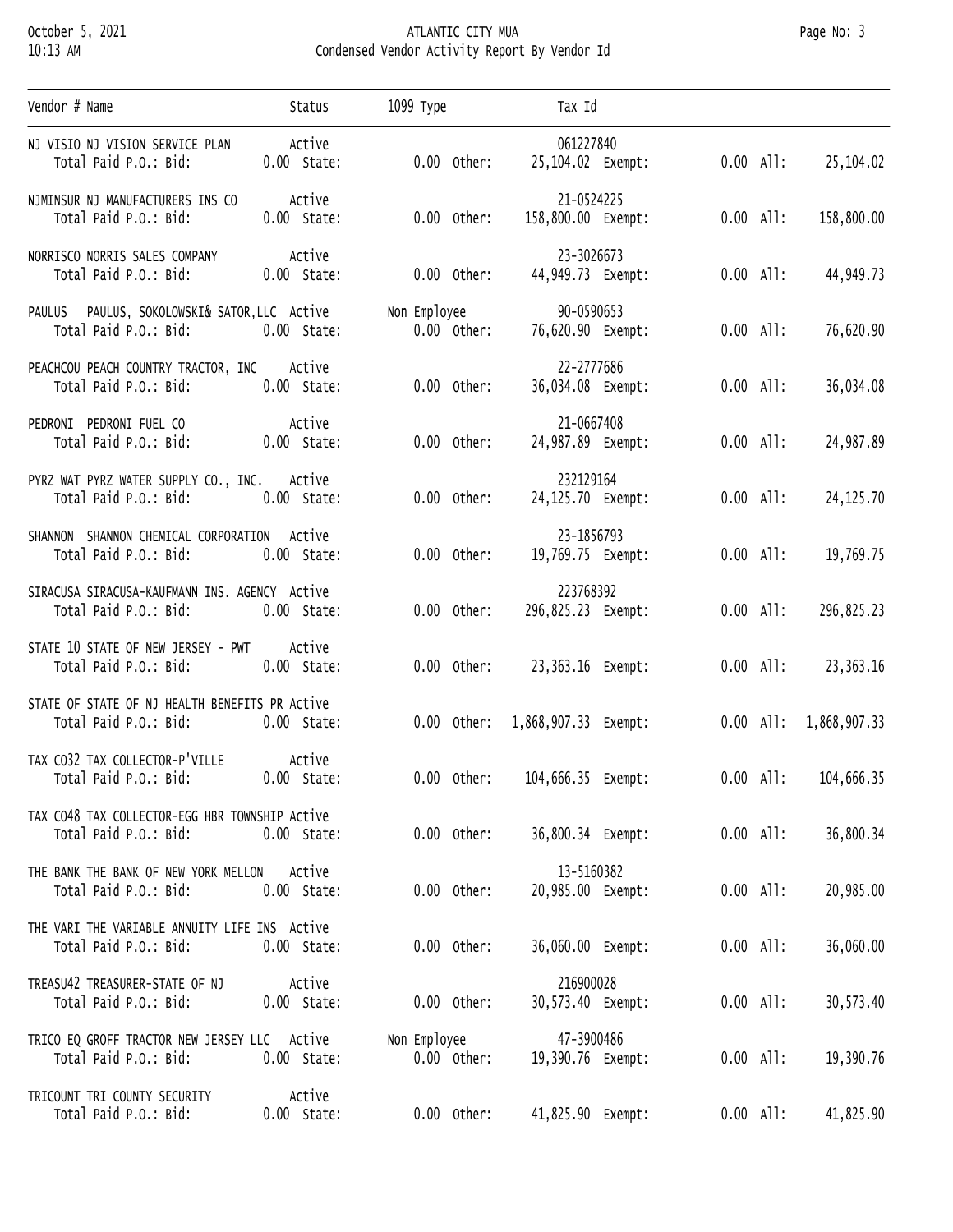# ATLANTIC CITY MUA

## Condensed Vendor Activity Report By Vendor Id

October 5, 2021
10:13 AM

| Vendor # | Name | Status | 1099 Type | Tax Id | Total Paid P.O. | Bid | State | Other | Exempt | All |
|---|---|---|---|---|---|---|---|---|---|---|
| NJ VISIO | NJ VISION SERVICE PLAN | Active | | 061227840 | | 0.00 | 0.00 | 25,104.02 | 0.00 | 25,104.02 |
| NJMINSUR | NJ MANUFACTURERS INS CO | Active | | 21-0524225 | | 0.00 | 0.00 | 158,800.00 | 0.00 | 158,800.00 |
| NORRISCO | NORRIS SALES COMPANY | Active | | 23-3026673 | | 0.00 | 0.00 | 44,949.73 | 0.00 | 44,949.73 |
| PAULUS | PAULUS, SOKOLOWSKI& SATOR,LLC | Active | Non Employee | 90-0590653 | | 0.00 | 0.00 | 76,620.90 | 0.00 | 76,620.90 |
| PEACHCOU | PEACH COUNTRY TRACTOR, INC | Active | | 22-2777686 | | 0.00 | 0.00 | 36,034.08 | 0.00 | 36,034.08 |
| PEDRONI | PEDRONI FUEL CO | Active | | 21-0667408 | | 0.00 | 0.00 | 24,987.89 | 0.00 | 24,987.89 |
| PYRZ WAT | PYRZ WATER SUPPLY CO., INC. | Active | | 232129164 | | 0.00 | 0.00 | 24,125.70 | 0.00 | 24,125.70 |
| SHANNON | SHANNON CHEMICAL CORPORATION | Active | | 23-1856793 | | 0.00 | 0.00 | 19,769.75 | 0.00 | 19,769.75 |
| SIRACUSA | SIRACUSA-KAUFMANN INS. AGENCY | Active | | 223768392 | | 0.00 | 0.00 | 296,825.23 | 0.00 | 296,825.23 |
| STATE 10 | STATE OF NEW JERSEY - PWT | Active | | | | 0.00 | 0.00 | 23,363.16 | 0.00 | 23,363.16 |
| STATE OF | STATE OF NJ HEALTH BENEFITS PR | Active | | | | 0.00 | 0.00 | 1,868,907.33 | 0.00 | 1,868,907.33 |
| TAX C032 | TAX COLLECTOR-P'VILLE | Active | | | | 0.00 | 0.00 | 104,666.35 | 0.00 | 104,666.35 |
| TAX C048 | TAX COLLECTOR-EGG HBR TOWNSHIP | Active | | | | 0.00 | 0.00 | 36,800.34 | 0.00 | 36,800.34 |
| THE BANK | THE BANK OF NEW YORK MELLON | Active | | 13-5160382 | | 0.00 | 0.00 | 20,985.00 | 0.00 | 20,985.00 |
| THE VARI | THE VARIABLE ANNUITY LIFE INS | Active | | | | 0.00 | 0.00 | 36,060.00 | 0.00 | 36,060.00 |
| TREASU42 | TREASURER-STATE OF NJ | Active | | 216900028 | | 0.00 | 0.00 | 30,573.40 | 0.00 | 30,573.40 |
| TRICO EQ | GROFF TRACTOR NEW JERSEY LLC | Active | Non Employee | 47-3900486 | | 0.00 | 0.00 | 19,390.76 | 0.00 | 19,390.76 |
| TRICOUNT | TRI COUNTY SECURITY | Active | | | | 0.00 | 0.00 | 41,825.90 | 0.00 | 41,825.90 |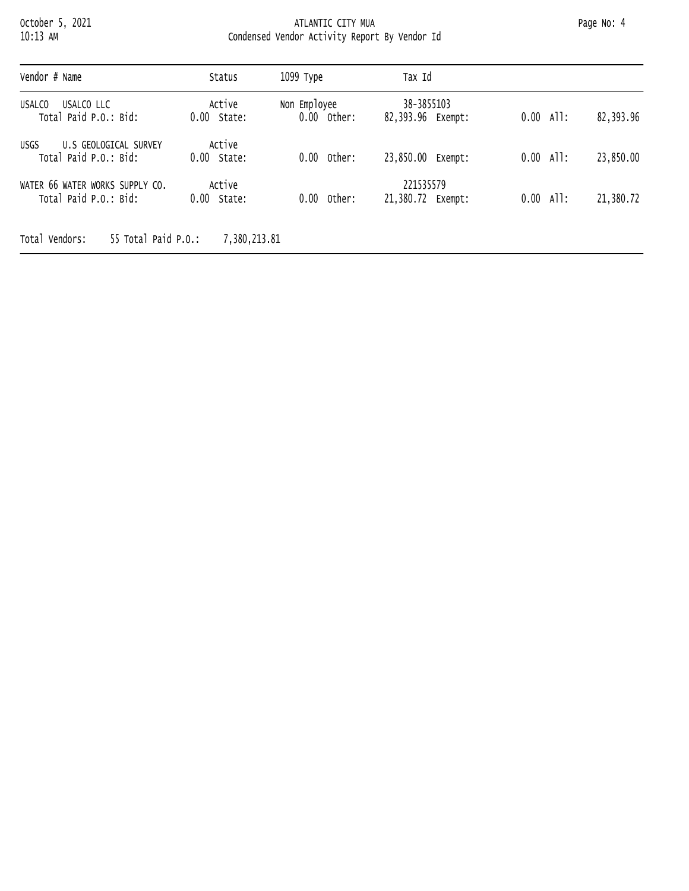October 5, 2021
10:13 AM

# ATLANTIC CITY MUA
## Condensed Vendor Activity Report By Vendor Id

| Vendor # Name | Status | 1099 Type | Tax Id | | |
|---|---|---|---|---|---|
| USALCO USALCO LLC | Active | Non Employee | 38-3855103 | | |
| Total Paid P.O.: Bid: | 0.00 State: | 0.00 Other: | 82,393.96 Exempt: | 0.00 All: | 82,393.96 |
| USGS U.S GEOLOGICAL SURVEY | Active | | | | |
| Total Paid P.O.: Bid: | 0.00 State: | 0.00 Other: | 23,850.00 Exempt: | 0.00 All: | 23,850.00 |
| WATER 66 WATER WORKS SUPPLY CO. | Active | | 221535579 | | |
| Total Paid P.O.: Bid: | 0.00 State: | 0.00 Other: | 21,380.72 Exempt: | 0.00 All: | 21,380.72 |

Total Vendors: 55 Total Paid P.O.: 7,380,213.81